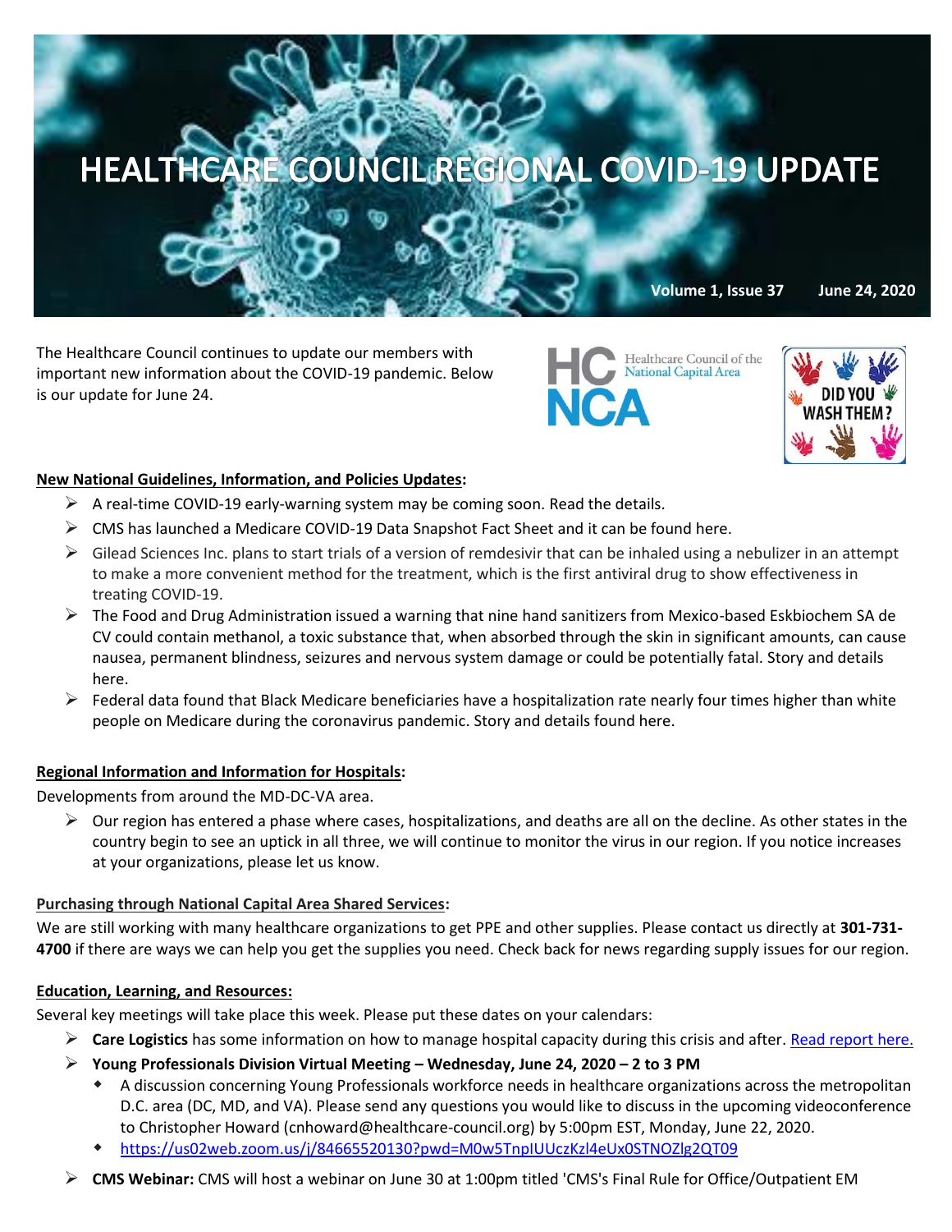# HEALTHCARE COUNCIL REGIONAL COVID-19 UPDATE

**Volume 1, Issue 37 June 24, 2020**

The Healthcare Council continues to update our members with important new information about the COVID-19 pandemic. Below is our update for June 24.

Healthcare Council of the National Capital Area

DID YOU WASH THEM?

## New National Guidelines, Information, and Policies Updates:

- A real-time COVID-19 early-warning system may be coming soon. Read the details.
- CMS has launched a Medicare COVID-19 Data Snapshot Fact Sheet and it can be found here.
- Gilead Sciences Inc. plans to start trials of a version of remdesivir that can be inhaled using a nebulizer in an attempt to make a more convenient method for the treatment, which is the first antiviral drug to show effectiveness in treating COVID-19.
- The Food and Drug Administration issued a warning that nine hand sanitizers from Mexico-based Eskbiochem SA de CV could contain methanol, a toxic substance that, when absorbed through the skin in significant amounts, can cause nausea, permanent blindness, seizures and nervous system damage or could be potentially fatal. Story and details here.
- Federal data found that Black Medicare beneficiaries have a hospitalization rate nearly four times higher than white people on Medicare during the coronavirus pandemic. Story and details found here.

## Regional Information and Information for Hospitals:

Developments from around the MD-DC-VA area.

- Our region has entered a phase where cases, hospitalizations, and deaths are all on the decline. As other states in the country begin to see an uptick in all three, we will continue to monitor the virus in our region. If you notice increases at your organizations, please let us know.

## Purchasing through National Capital Area Shared Services:

We are still working with many healthcare organizations to get PPE and other supplies. Please contact us directly at **301-731-4700** if there are ways we can help you get the supplies you need. Check back for news regarding supply issues for our region.

## Education, Learning, and Resources:

Several key meetings will take place this week. Please put these dates on your calendars:

- **Care Logistics** has some information on how to manage hospital capacity during this crisis and after. Read report here.
- **Young Professionals Division Virtual Meeting – Wednesday, June 24, 2020 – 2 to 3 PM**
  - A discussion concerning Young Professionals workforce needs in healthcare organizations across the metropolitan D.C. area (DC, MD, and VA). Please send any questions you would like to discuss in the upcoming videoconference to Christopher Howard (cnhoward@healthcare-council.org) by 5:00pm EST, Monday, June 22, 2020.
  - https://us02web.zoom.us/j/84665520130?pwd=M0w5TnpIUUczKzl4eUx0STNOZlg2QT09
- **CMS Webinar:** CMS will host a webinar on June 30 at 1:00pm titled 'CMS's Final Rule for Office/Outpatient EM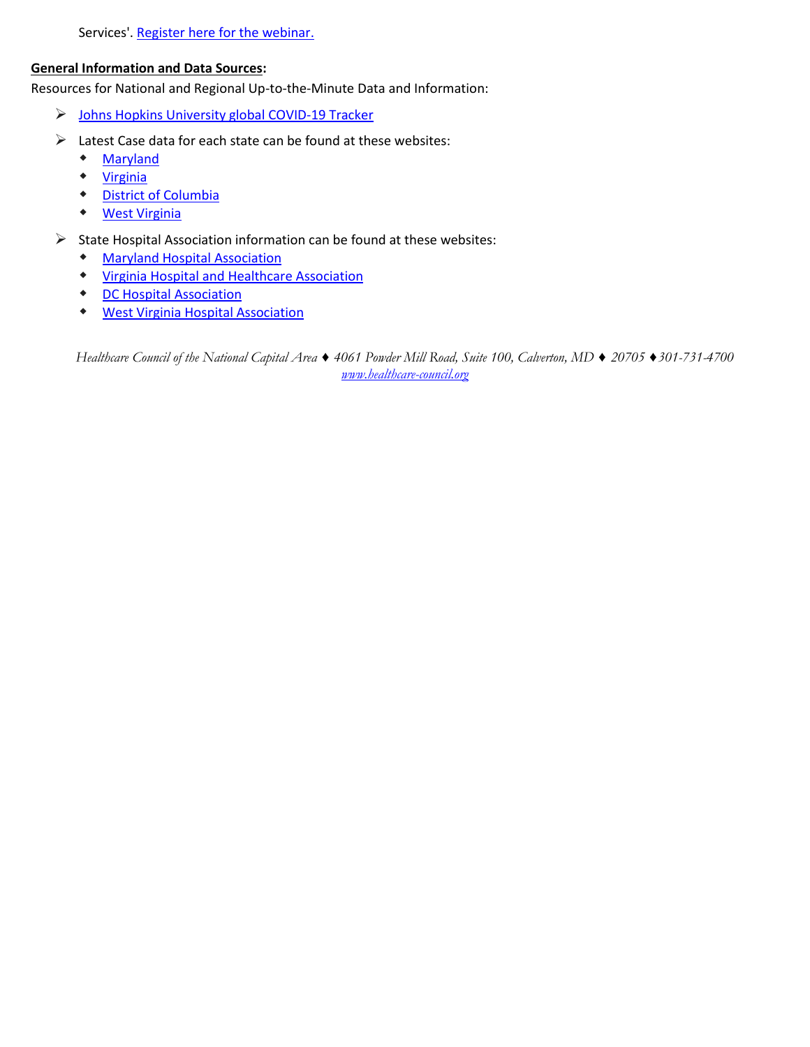Services'. [Register here for the webinar.]

**General Information and Data Sources:**

Resources for National and Regional Up-to-the-Minute Data and Information:

- Johns Hopkins University global COVID-19 Tracker
- Latest Case data for each state can be found at these websites:
  - Maryland
  - Virginia
  - District of Columbia
  - West Virginia
- State Hospital Association information can be found at these websites:
  - Maryland Hospital Association
  - Virginia Hospital and Healthcare Association
  - DC Hospital Association
  - West Virginia Hospital Association

*Healthcare Council of the National Capital Area ♦ 4061 Powder Mill Road, Suite 100, Calverton, MD ♦ 20705 ♦301-731-4700*
*www.healthcare-council.org*